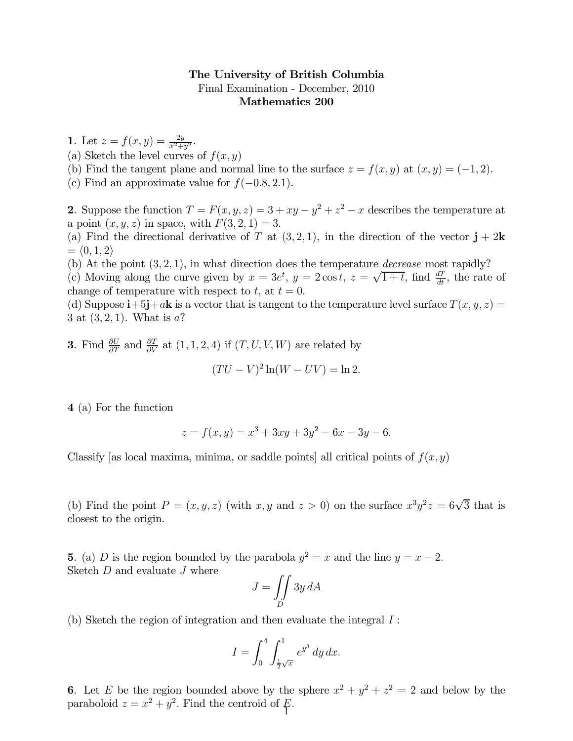# The University of British Columbia

Final Examination - December, 2010

**Mathematics 200**

**1**. Let $z = f(x,y) = \frac{2y}{x^2+y^2}$.
(a) Sketch the level curves of $f(x,y)$
(b) Find the tangent plane and normal line to the surface $z = f(x,y)$ at $(x,y) = (-1,2)$.
(c) Find an approximate value for $f(-0.8, 2.1)$.

**2**. Suppose the function $T = F(x,y,z) = 3 + xy - y^2 + z^2 - x$ describes the temperature at a point $(x,y,z)$ in space, with $F(3,2,1) = 3$.
(a) Find the directional derivative of $T$ at $(3,2,1)$, in the direction of the vector $\mathbf{j} + 2\mathbf{k} = \langle 0, 1, 2 \rangle$
(b) At the point $(3,2,1)$, in what direction does the temperature *decrease* most rapidly?
(c) Moving along the curve given by $x = 3e^t$, $y = 2\cos t$, $z = \sqrt{1+t}$, find $\frac{dT}{dt}$, the rate of change of temperature with respect to $t$, at $t = 0$.
(d) Suppose $\mathbf{i}+5\mathbf{j}+a\mathbf{k}$ is a vector that is tangent to the temperature level surface $T(x,y,z) = 3$ at $(3,2,1)$. What is $a$?

**3**. Find $\frac{\partial U}{\partial T}$ and $\frac{\partial T}{\partial V}$ at $(1,1,2,4)$ if $(T,U,V,W)$ are related by

$$(TU - V)^2 \ln(W - UV) = \ln 2.$$

**4** (a) For the function

$$z = f(x,y) = x^3 + 3xy + 3y^2 - 6x - 3y - 6.$$

Classify [as local maxima, minima, or saddle points] all critical points of $f(x,y)$

(b) Find the point $P = (x,y,z)$ (with $x, y$ and $z > 0$) on the surface $x^3y^2z = 6\sqrt{3}$ that is closest to the origin.

**5**. (a) $D$ is the region bounded by the parabola $y^2 = x$ and the line $y = x - 2$.
Sketch $D$ and evaluate $J$ where

$$J = \iint_D 3y\, dA$$

(b) Sketch the region of integration and then evaluate the integral $I$ :

$$I = \int_0^4 \int_{\frac{1}{2}\sqrt{x}}^1 e^{y^3}\, dy\, dx.$$

**6**. Let $E$ be the region bounded above by the sphere $x^2 + y^2 + z^2 = 2$ and below by the paraboloid $z = x^2 + y^2$. Find the centroid of $E$.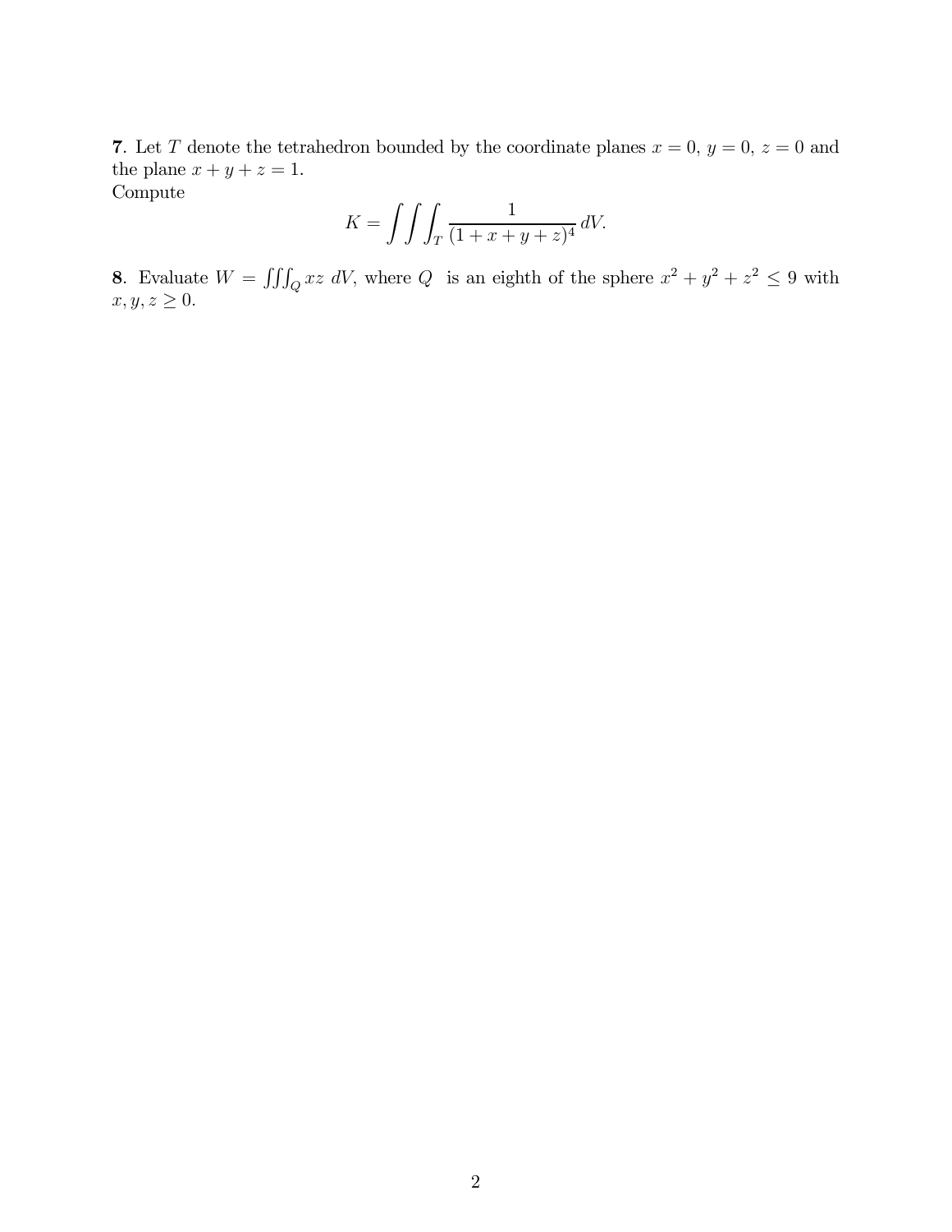**7**. Let $T$ denote the tetrahedron bounded by the coordinate planes $x = 0$, $y = 0$, $z = 0$ and the plane $x + y + z = 1$.
Compute

$$K = \iiint_T \frac{1}{(1 + x + y + z)^4} \, dV.$$

**8**. Evaluate $W = \iiint_Q xz \; dV$, where $Q$ is an eighth of the sphere $x^2 + y^2 + z^2 \leq 9$ with $x, y, z \geq 0$.